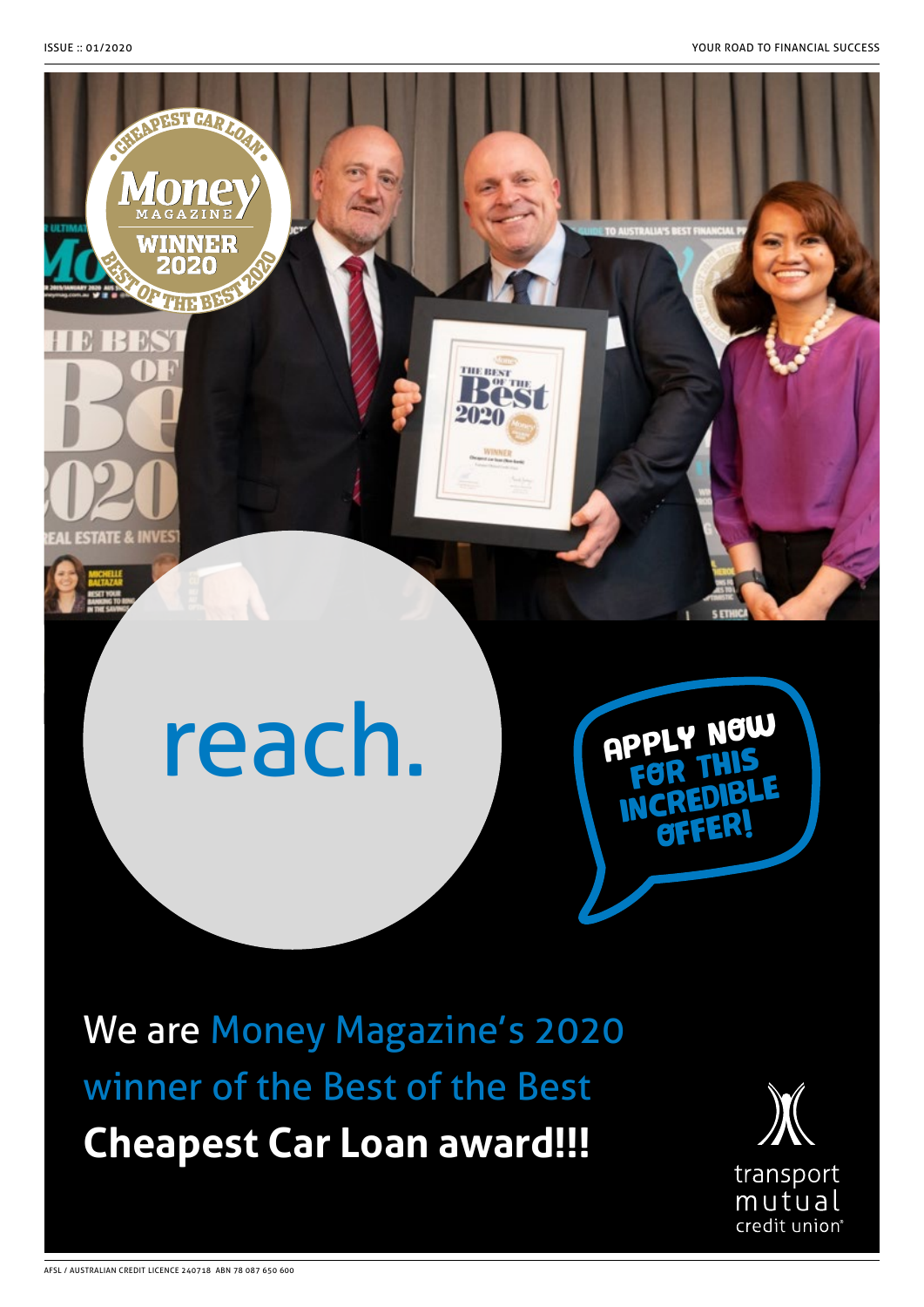# reach.

APPLY NOW FOR THIS INCREDIBLE OFFER!

We are Money Magazine's 2020 winner of the Best of the Best **Cheapest Car Loan award!!!**

transport mutual credit union

AFSL / AUSTRALIAN CREDIT LICENCE 240718 ABN 78 087 650 600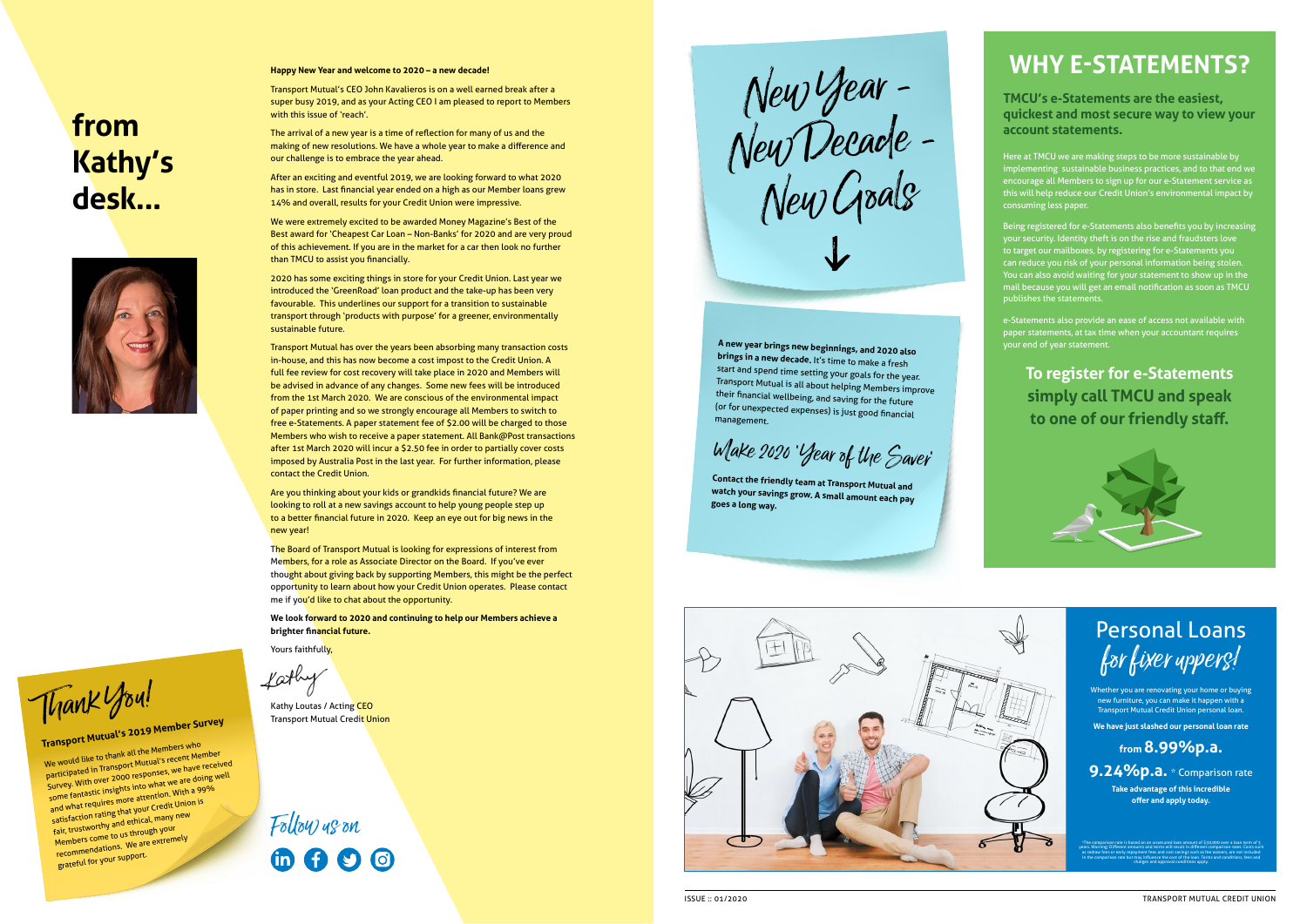# from Kathy's desk...

**Happy New Year and welcome to 2020 – a new decade!**

Transport Mutual's CEO John Kavalieros is on a well earned break after a super busy 2019, and as your Acting CEO I am pleased to report to Members with this issue of 'reach'.

The arrival of a new year is a time of reflection for many of us and the making of new resolutions. We have a whole year to make a difference and our challenge is to embrace the year ahead.

After an exciting and eventful 2019, we are looking forward to what 2020 has in store. Last financial year ended on a high as our Member loans grew 14% and overall, results for your Credit Union were impressive.

We were extremely excited to be awarded Money Magazine's Best of the Best award for 'Cheapest Car Loan – Non-Banks' for 2020 and are very proud of this achievement. If you are in the market for a car then look no further than TMCU to assist you financially.

2020 has some exciting things in store for your Credit Union. Last year we introduced the 'GreenRoad' loan product and the take-up has been very favourable. This underlines our support for a transition to sustainable transport through 'products with purpose' for a greener, environmentally sustainable future.

Transport Mutual has over the years been absorbing many transaction costs in-house, and this has now become a cost impost to the Credit Union. A full fee review for cost recovery will take place in 2020 and Members will be advised in advance of any changes. Some new fees will be introduced from the 1st March 2020. We are conscious of the environmental impact of paper printing and so we strongly encourage all Members to switch to free e-Statements. A paper statement fee of $2.00 will be charged to those Members who wish to receive a paper statement. All Bank@Post transactions after 1st March 2020 will incur a $2.50 fee in order to partially cover costs imposed by Australia Post in the last year. For further information, please contact the Credit Union.

Are you thinking about your kids or grandkids financial future? We are looking to roll at a new savings account to help young people step up to a better financial future in 2020. Keep an eye out for big news in the new year!

The Board of Transport Mutual is looking for expressions of interest from Members, for a role as Associate Director on the Board. If you've ever thought about giving back by supporting Members, this might be the perfect opportunity to learn about how your Credit Union operates. Please contact me if you'd like to chat about the opportunity.

**We look forward to 2020 and continuing to help our Members achieve a brighter financial future.**

Yours faithfully,

Kathy

Kathy Loutas / Acting CEO
Transport Mutual Credit Union

## Thank You!

**Transport Mutual's 2019 Member Survey**

We would like to thank all the Members who participated in Transport Mutual's recent Member Survey. With over 2000 responses, we have received some fantastic insights into what we are doing well and what requires more attention. With a 99% satisfaction rating that your Credit Union is fair, trustworthy and ethical, many new Members come to us through your recommendations. We are extremely grateful for your support.

Follow us on

## New Year - New Decade - New Goals

**A new year brings new beginnings, and 2020 also brings in a new decade.** It's time to make a fresh start and spend time setting your goals for the year. Transport Mutual is all about helping Members improve their financial wellbeing, and saving for the future (or for unexpected expenses) is just good financial management.

*Make 2020 'Year of the Saver'*

**Contact the friendly team at Transport Mutual and watch your savings grow. A small amount each pay goes a long way.**

## WHY E-STATEMENTS?

**TMCU's e-Statements are the easiest, quickest and most secure way to view your account statements.**

Here at TMCU we are making steps to be more sustainable by implementing sustainable business practices, and to that end we encourage all Members to sign up for our e-Statement service as this will help reduce our Credit Union's environmental impact by consuming less paper.

Being registered for e-Statements also benefits you by increasing your security. Identity theft is on the rise and fraudsters love to target our mailboxes, by registering for e-Statements you can reduce you risk of your personal information being stolen. You can also avoid waiting for your statement to show up in the mail because you will get an email notification as soon as TMCU publishes the statements.

e-Statements also provide an ease of access not available with paper statements, at tax time when your accountant requires your end of year statement.

**To register for e-Statements simply call TMCU and speak to one of our friendly staff.**

## Personal Loans *for fixer uppers!*

Whether you are renovating your home or buying new furniture, you can make it happen with a Transport Mutual Credit Union personal loan.

**We have just slashed our personal loan rate**

**from 8.99%p.a.**

**9.24%p.a.** * Comparison rate

**Take advantage of this incredible offer and apply today.**

*The comparison rate is based on an unsecured loan amount of $30,000 over a loan term of 5 years. Warning: Different amounts and terms will result in different comparison rates. Costs such as redraw fees or early repayment fees and cost savings such as fee waivers, are not included in the comparison rate but may influence the cost of the loan. Terms and conditions, fees and charges and approval conditions apply.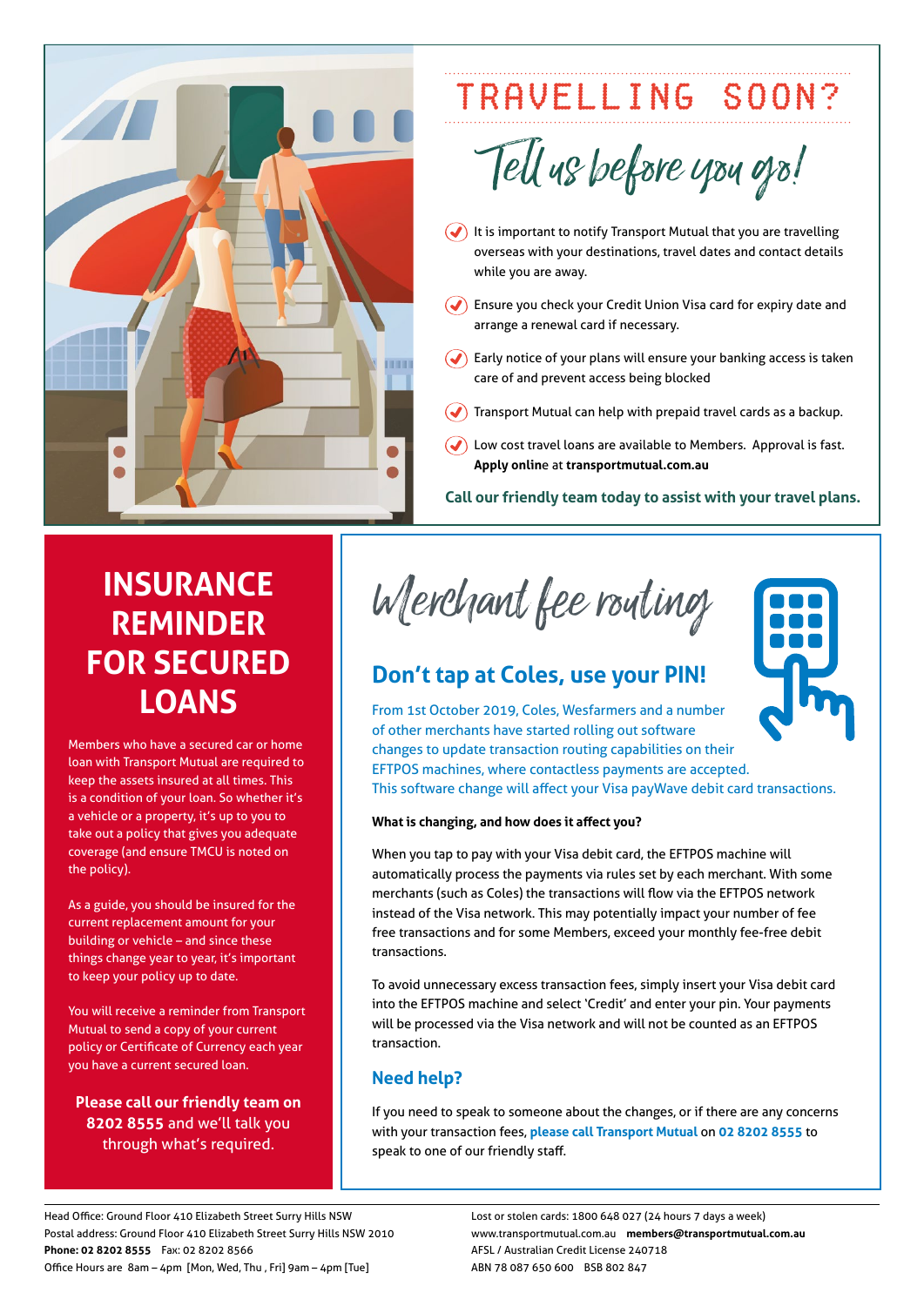# TRAVELLING SOON?

## Tell us before you go!

- It is important to notify Transport Mutual that you are travelling overseas with your destinations, travel dates and contact details while you are away.
- Ensure you check your Credit Union Visa card for expiry date and arrange a renewal card if necessary.
- Early notice of your plans will ensure your banking access is taken care of and prevent access being blocked
- Transport Mutual can help with prepaid travel cards as a backup.
- Low cost travel loans are available to Members. Approval is fast. **Apply online** at **transportmutual.com.au**

**Call our friendly team today to assist with your travel plans.**

# INSURANCE REMINDER FOR SECURED LOANS

Members who have a secured car or home loan with Transport Mutual are required to keep the assets insured at all times. This is a condition of your loan. So whether it's a vehicle or a property, it's up to you to take out a policy that gives you adequate coverage (and ensure TMCU is noted on the policy).

As a guide, you should be insured for the current replacement amount for your building or vehicle – and since these things change year to year, it's important to keep your policy up to date.

You will receive a reminder from Transport Mutual to send a copy of your current policy or Certificate of Currency each year you have a current secured loan.

**Please call our friendly team on 8202 8555** and we'll talk you through what's required.

# Merchant fee routing

## Don't tap at Coles, use your PIN!

From 1st October 2019, Coles, Wesfarmers and a number of other merchants have started rolling out software changes to update transaction routing capabilities on their EFTPOS machines, where contactless payments are accepted. This software change will affect your Visa payWave debit card transactions.

**What is changing, and how does it affect you?**

When you tap to pay with your Visa debit card, the EFTPOS machine will automatically process the payments via rules set by each merchant. With some merchants (such as Coles) the transactions will flow via the EFTPOS network instead of the Visa network. This may potentially impact your number of fee free transactions and for some Members, exceed your monthly fee-free debit transactions.

To avoid unnecessary excess transaction fees, simply insert your Visa debit card into the EFTPOS machine and select 'Credit' and enter your pin. Your payments will be processed via the Visa network and will not be counted as an EFTPOS transaction.

## Need help?

If you need to speak to someone about the changes, or if there are any concerns with your transaction fees, **please call Transport Mutual** on **02 8202 8555** to speak to one of our friendly staff.

Head Office: Ground Floor 410 Elizabeth Street Surry Hills NSW
Postal address: Ground Floor 410 Elizabeth Street Surry Hills NSW 2010
**Phone: 02 8202 8555** Fax: 02 8202 8566
Office Hours are 8am – 4pm [Mon, Wed, Thu , Fri] 9am – 4pm [Tue]

Lost or stolen cards: 1800 648 027 (24 hours 7 days a week)
www.transportmutual.com.au **members@transportmutual.com.au**
AFSL / Australian Credit License 240718
ABN 78 087 650 600 BSB 802 847